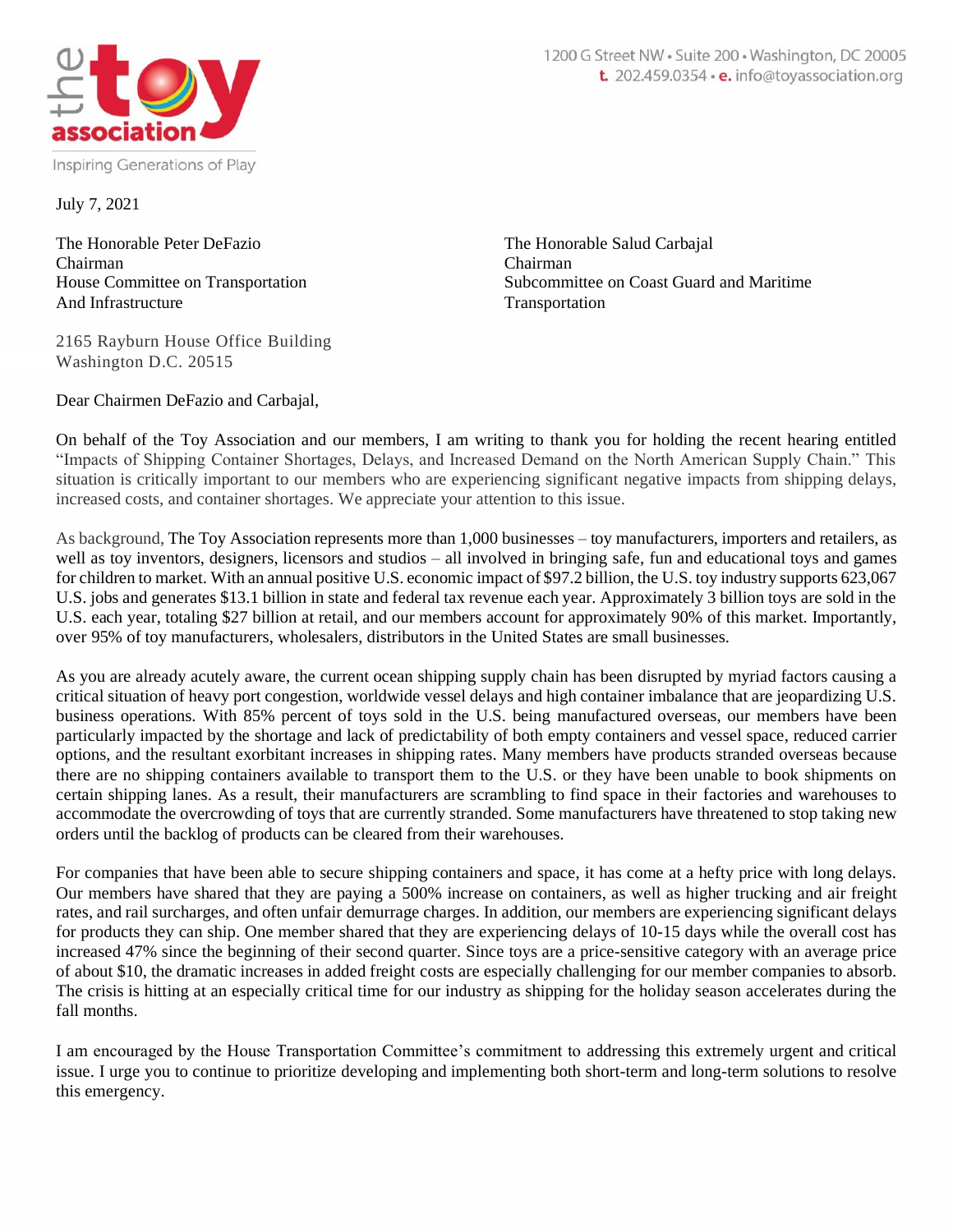the toy association

Inspiring Generations of Play

1200 G Street NW • Suite 200 • Washington, DC 20005
t. 202.459.0354 • e. info@toyassociation.org

July 7, 2021

The Honorable Peter DeFazio
Chairman
House Committee on Transportation
And Infrastructure

The Honorable Salud Carbajal
Chairman
Subcommittee on Coast Guard and Maritime
Transportation

2165 Rayburn House Office Building
Washington D.C. 20515

Dear Chairmen DeFazio and Carbajal,

On behalf of the Toy Association and our members, I am writing to thank you for holding the recent hearing entitled "Impacts of Shipping Container Shortages, Delays, and Increased Demand on the North American Supply Chain." This situation is critically important to our members who are experiencing significant negative impacts from shipping delays, increased costs, and container shortages. We appreciate your attention to this issue.

As background, The Toy Association represents more than 1,000 businesses – toy manufacturers, importers and retailers, as well as toy inventors, designers, licensors and studios – all involved in bringing safe, fun and educational toys and games for children to market. With an annual positive U.S. economic impact of $97.2 billion, the U.S. toy industry supports 623,067 U.S. jobs and generates $13.1 billion in state and federal tax revenue each year. Approximately 3 billion toys are sold in the U.S. each year, totaling $27 billion at retail, and our members account for approximately 90% of this market. Importantly, over 95% of toy manufacturers, wholesalers, distributors in the United States are small businesses.

As you are already acutely aware, the current ocean shipping supply chain has been disrupted by myriad factors causing a critical situation of heavy port congestion, worldwide vessel delays and high container imbalance that are jeopardizing U.S. business operations. With 85% percent of toys sold in the U.S. being manufactured overseas, our members have been particularly impacted by the shortage and lack of predictability of both empty containers and vessel space, reduced carrier options, and the resultant exorbitant increases in shipping rates. Many members have products stranded overseas because there are no shipping containers available to transport them to the U.S. or they have been unable to book shipments on certain shipping lanes. As a result, their manufacturers are scrambling to find space in their factories and warehouses to accommodate the overcrowding of toys that are currently stranded. Some manufacturers have threatened to stop taking new orders until the backlog of products can be cleared from their warehouses.

For companies that have been able to secure shipping containers and space, it has come at a hefty price with long delays. Our members have shared that they are paying a 500% increase on containers, as well as higher trucking and air freight rates, and rail surcharges, and often unfair demurrage charges. In addition, our members are experiencing significant delays for products they can ship. One member shared that they are experiencing delays of 10-15 days while the overall cost has increased 47% since the beginning of their second quarter. Since toys are a price-sensitive category with an average price of about $10, the dramatic increases in added freight costs are especially challenging for our member companies to absorb. The crisis is hitting at an especially critical time for our industry as shipping for the holiday season accelerates during the fall months.

I am encouraged by the House Transportation Committee's commitment to addressing this extremely urgent and critical issue. I urge you to continue to prioritize developing and implementing both short-term and long-term solutions to resolve this emergency.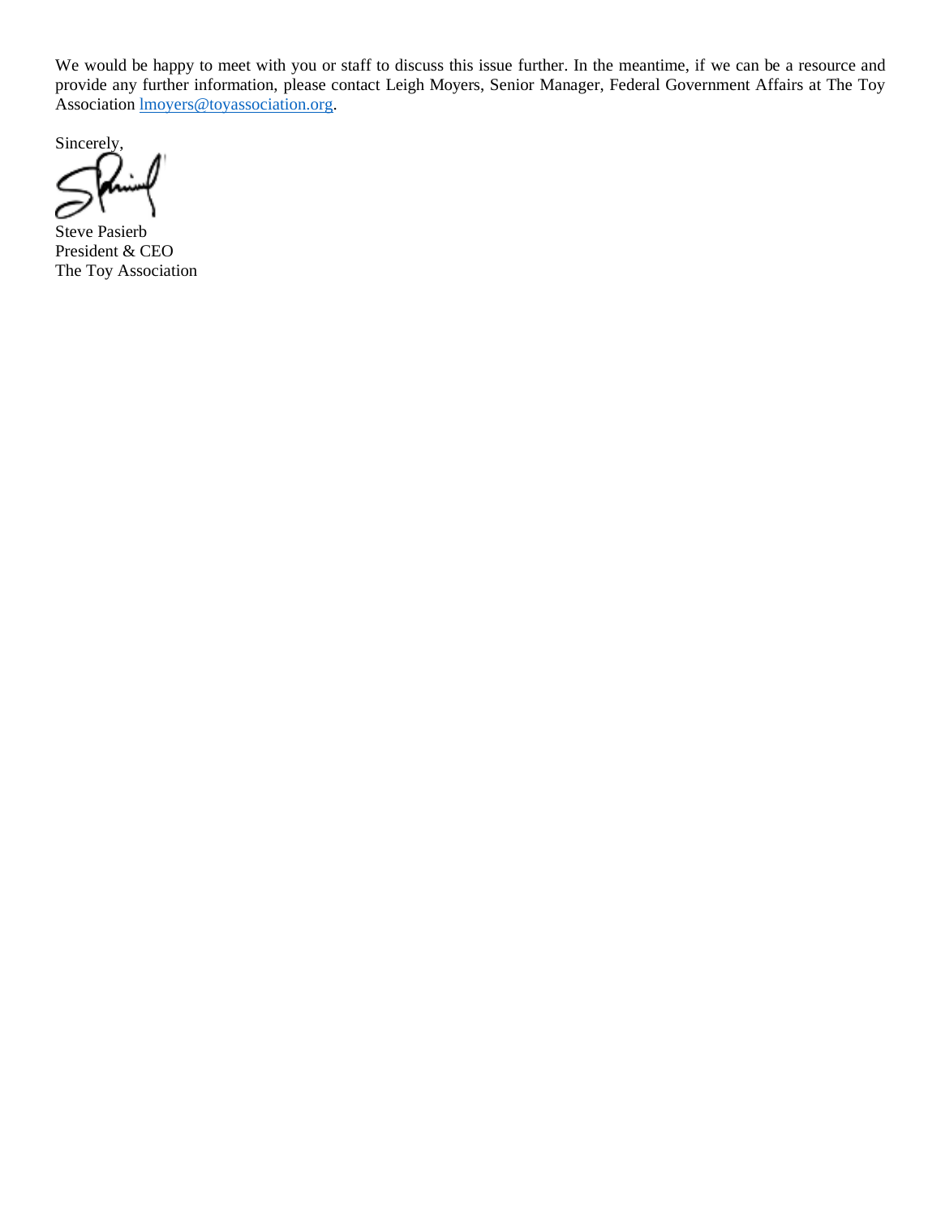We would be happy to meet with you or staff to discuss this issue further. In the meantime, if we can be a resource and provide any further information, please contact Leigh Moyers, Senior Manager, Federal Government Affairs at The Toy Association lmoyers@toyassociation.org.

Sincerely,

Steve Pasierb  
President & CEO  
The Toy Association